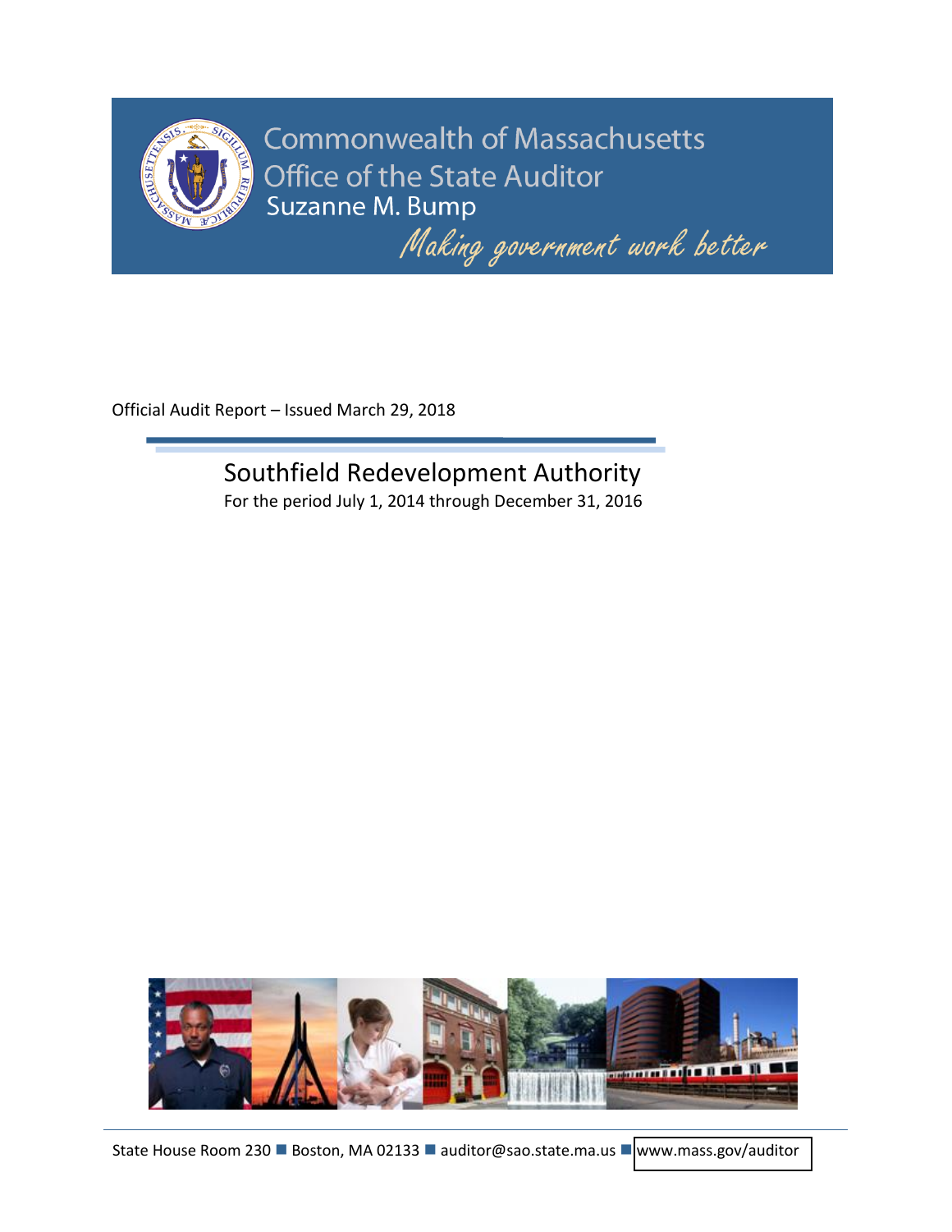Commonwealth of Massachusetts

Office of the State Auditor

Suzanne M. Bump

*Making government work better*

Official Audit Report – Issued March 29, 2018

# Southfield Redevelopment Authority

For the period July 1, 2014 through December 31, 2016

State House Room 230 ■ Boston, MA 02133 ■ auditor@sao.state.ma.us ■ www.mass.gov/auditor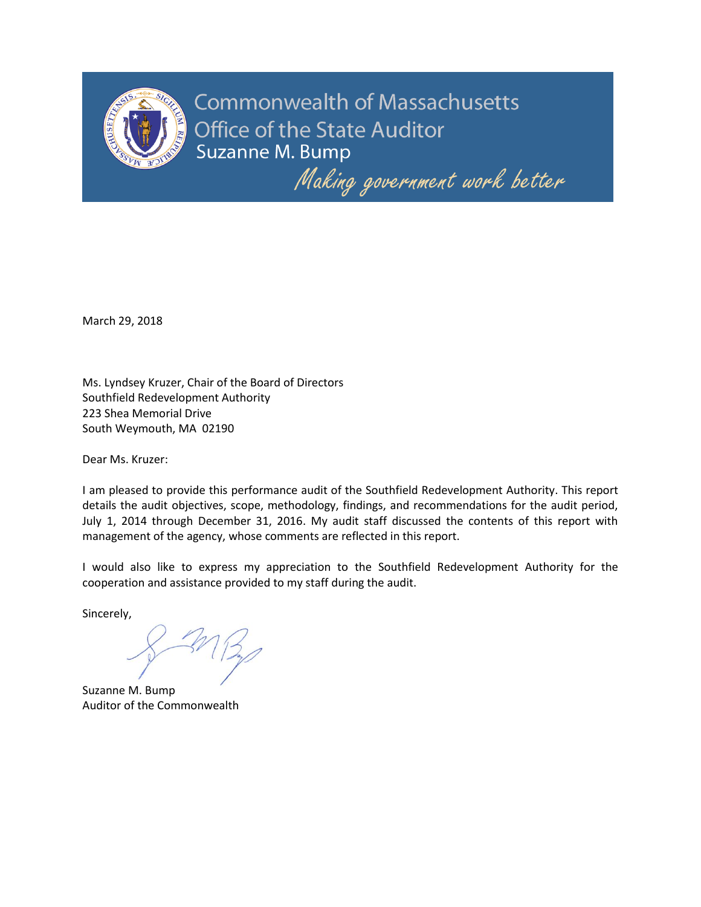Commonwealth of Massachusetts
Office of the State Auditor
Suzanne M. Bump

*Making government work better*

March 29, 2018

Ms. Lyndsey Kruzer, Chair of the Board of Directors
Southfield Redevelopment Authority
223 Shea Memorial Drive
South Weymouth, MA 02190

Dear Ms. Kruzer:

I am pleased to provide this performance audit of the Southfield Redevelopment Authority. This report details the audit objectives, scope, methodology, findings, and recommendations for the audit period, July 1, 2014 through December 31, 2016. My audit staff discussed the contents of this report with management of the agency, whose comments are reflected in this report.

I would also like to express my appreciation to the Southfield Redevelopment Authority for the cooperation and assistance provided to my staff during the audit.

Sincerely,

Suzanne M. Bump
Auditor of the Commonwealth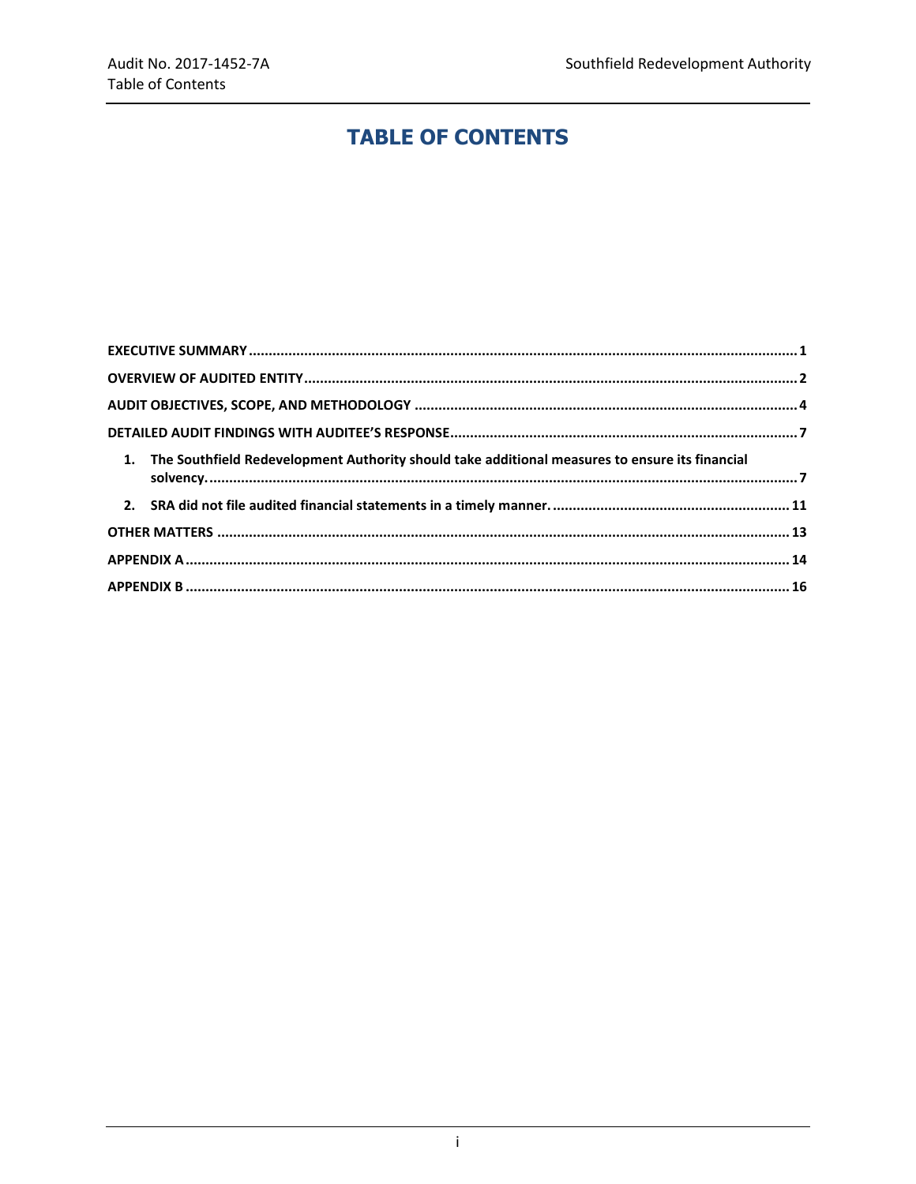# TABLE OF CONTENTS

**EXECUTIVE SUMMARY** ......... 1

**OVERVIEW OF AUDITED ENTITY** ......... 2

**AUDIT OBJECTIVES, SCOPE, AND METHODOLOGY** ......... 4

**DETAILED AUDIT FINDINGS WITH AUDITEE'S RESPONSE** ......... 7

1. **The Southfield Redevelopment Authority should take additional measures to ensure its financial solvency.** ......... 7
2. **SRA did not file audited financial statements in a timely manner.** ......... 11

**OTHER MATTERS** ......... 13

**APPENDIX A** ......... 14

**APPENDIX B** ......... 16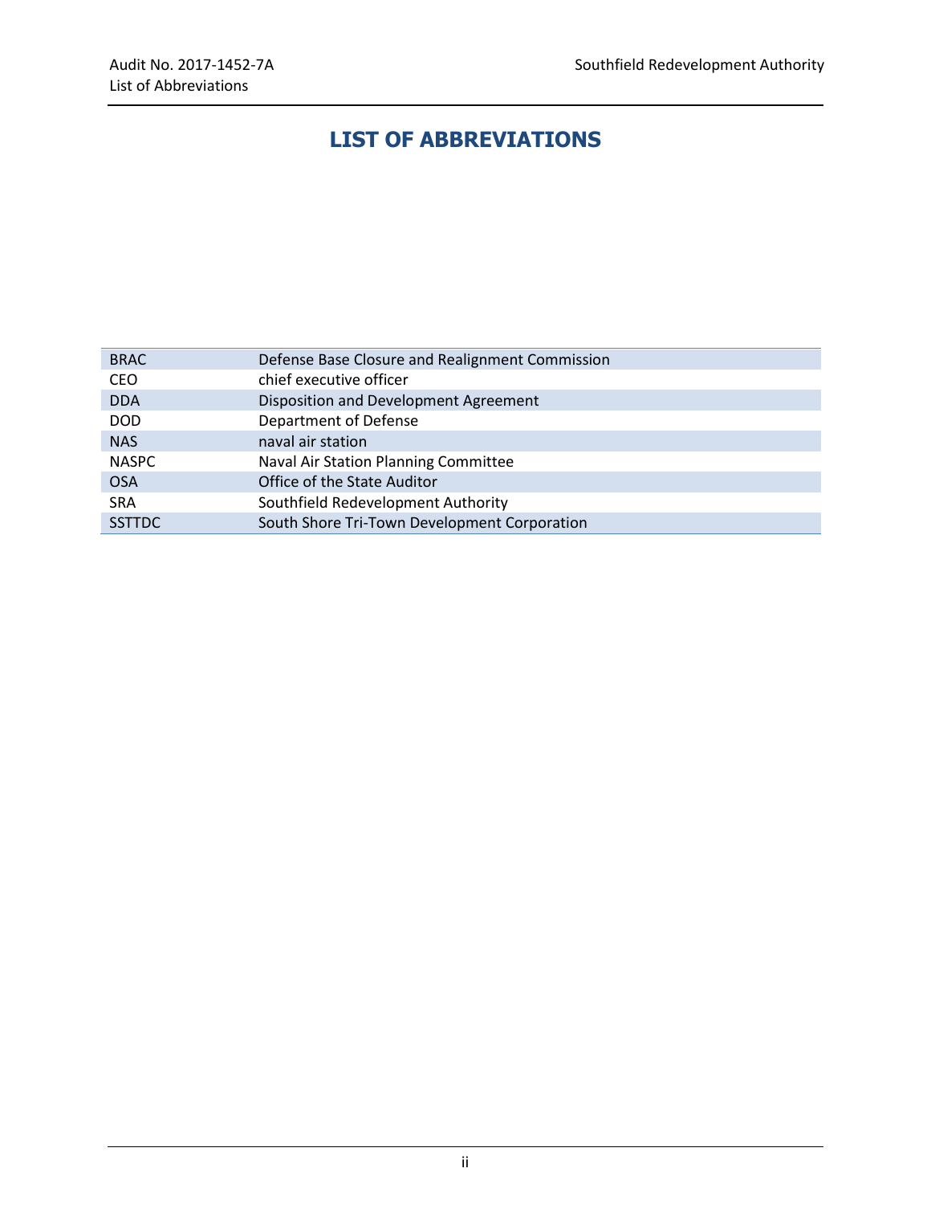# LIST OF ABBREVIATIONS

| | |
|---|---|
| BRAC | Defense Base Closure and Realignment Commission |
| CEO | chief executive officer |
| DDA | Disposition and Development Agreement |
| DOD | Department of Defense |
| NAS | naval air station |
| NASPC | Naval Air Station Planning Committee |
| OSA | Office of the State Auditor |
| SRA | Southfield Redevelopment Authority |
| SSTTDC | South Shore Tri-Town Development Corporation |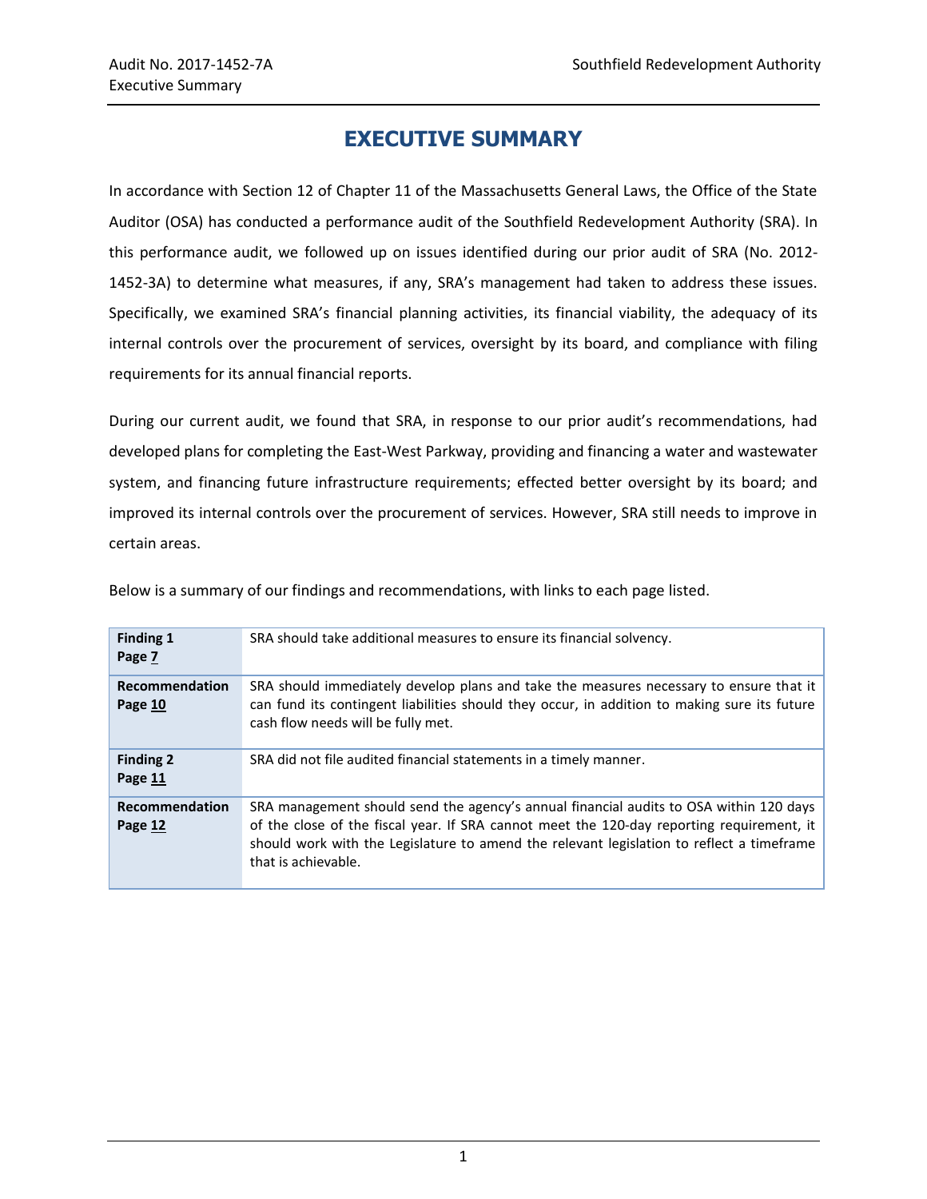# EXECUTIVE SUMMARY

In accordance with Section 12 of Chapter 11 of the Massachusetts General Laws, the Office of the State Auditor (OSA) has conducted a performance audit of the Southfield Redevelopment Authority (SRA). In this performance audit, we followed up on issues identified during our prior audit of SRA (No. 2012-1452-3A) to determine what measures, if any, SRA's management had taken to address these issues. Specifically, we examined SRA's financial planning activities, its financial viability, the adequacy of its internal controls over the procurement of services, oversight by its board, and compliance with filing requirements for its annual financial reports.

During our current audit, we found that SRA, in response to our prior audit's recommendations, had developed plans for completing the East-West Parkway, providing and financing a water and wastewater system, and financing future infrastructure requirements; effected better oversight by its board; and improved its internal controls over the procurement of services. However, SRA still needs to improve in certain areas.

Below is a summary of our findings and recommendations, with links to each page listed.

| | |
|---|---|
| **Finding 1** **Page 7** | SRA should take additional measures to ensure its financial solvency. |
| **Recommendation** **Page 10** | SRA should immediately develop plans and take the measures necessary to ensure that it can fund its contingent liabilities should they occur, in addition to making sure its future cash flow needs will be fully met. |
| **Finding 2** **Page 11** | SRA did not file audited financial statements in a timely manner. |
| **Recommendation** **Page 12** | SRA management should send the agency's annual financial audits to OSA within 120 days of the close of the fiscal year. If SRA cannot meet the 120-day reporting requirement, it should work with the Legislature to amend the relevant legislation to reflect a timeframe that is achievable. |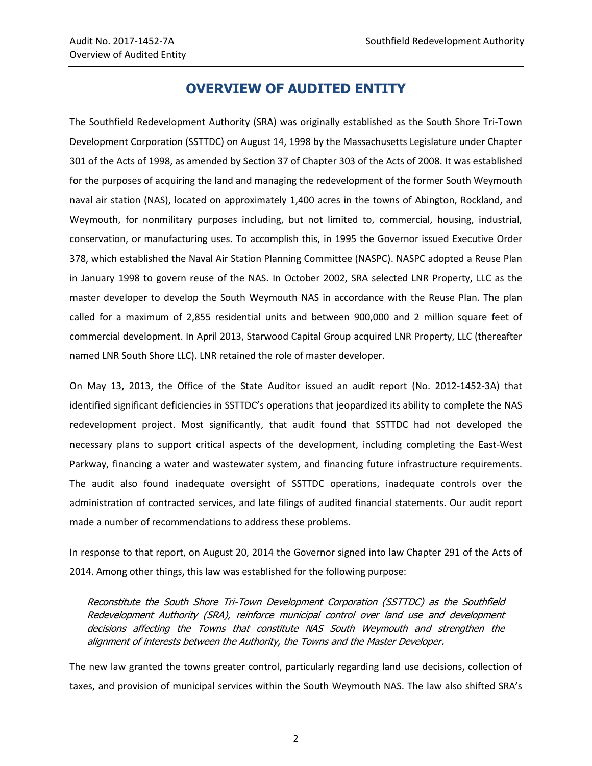# OVERVIEW OF AUDITED ENTITY

The Southfield Redevelopment Authority (SRA) was originally established as the South Shore Tri-Town Development Corporation (SSTTDC) on August 14, 1998 by the Massachusetts Legislature under Chapter 301 of the Acts of 1998, as amended by Section 37 of Chapter 303 of the Acts of 2008. It was established for the purposes of acquiring the land and managing the redevelopment of the former South Weymouth naval air station (NAS), located on approximately 1,400 acres in the towns of Abington, Rockland, and Weymouth, for nonmilitary purposes including, but not limited to, commercial, housing, industrial, conservation, or manufacturing uses. To accomplish this, in 1995 the Governor issued Executive Order 378, which established the Naval Air Station Planning Committee (NASPC). NASPC adopted a Reuse Plan in January 1998 to govern reuse of the NAS. In October 2002, SRA selected LNR Property, LLC as the master developer to develop the South Weymouth NAS in accordance with the Reuse Plan. The plan called for a maximum of 2,855 residential units and between 900,000 and 2 million square feet of commercial development. In April 2013, Starwood Capital Group acquired LNR Property, LLC (thereafter named LNR South Shore LLC). LNR retained the role of master developer.

On May 13, 2013, the Office of the State Auditor issued an audit report (No. 2012-1452-3A) that identified significant deficiencies in SSTTDC's operations that jeopardized its ability to complete the NAS redevelopment project. Most significantly, that audit found that SSTTDC had not developed the necessary plans to support critical aspects of the development, including completing the East-West Parkway, financing a water and wastewater system, and financing future infrastructure requirements. The audit also found inadequate oversight of SSTTDC operations, inadequate controls over the administration of contracted services, and late filings of audited financial statements. Our audit report made a number of recommendations to address these problems.

In response to that report, on August 20, 2014 the Governor signed into law Chapter 291 of the Acts of 2014. Among other things, this law was established for the following purpose:

> *Reconstitute the South Shore Tri-Town Development Corporation (SSTTDC) as the Southfield Redevelopment Authority (SRA), reinforce municipal control over land use and development decisions affecting the Towns that constitute NAS South Weymouth and strengthen the alignment of interests between the Authority, the Towns and the Master Developer.*

The new law granted the towns greater control, particularly regarding land use decisions, collection of taxes, and provision of municipal services within the South Weymouth NAS. The law also shifted SRA's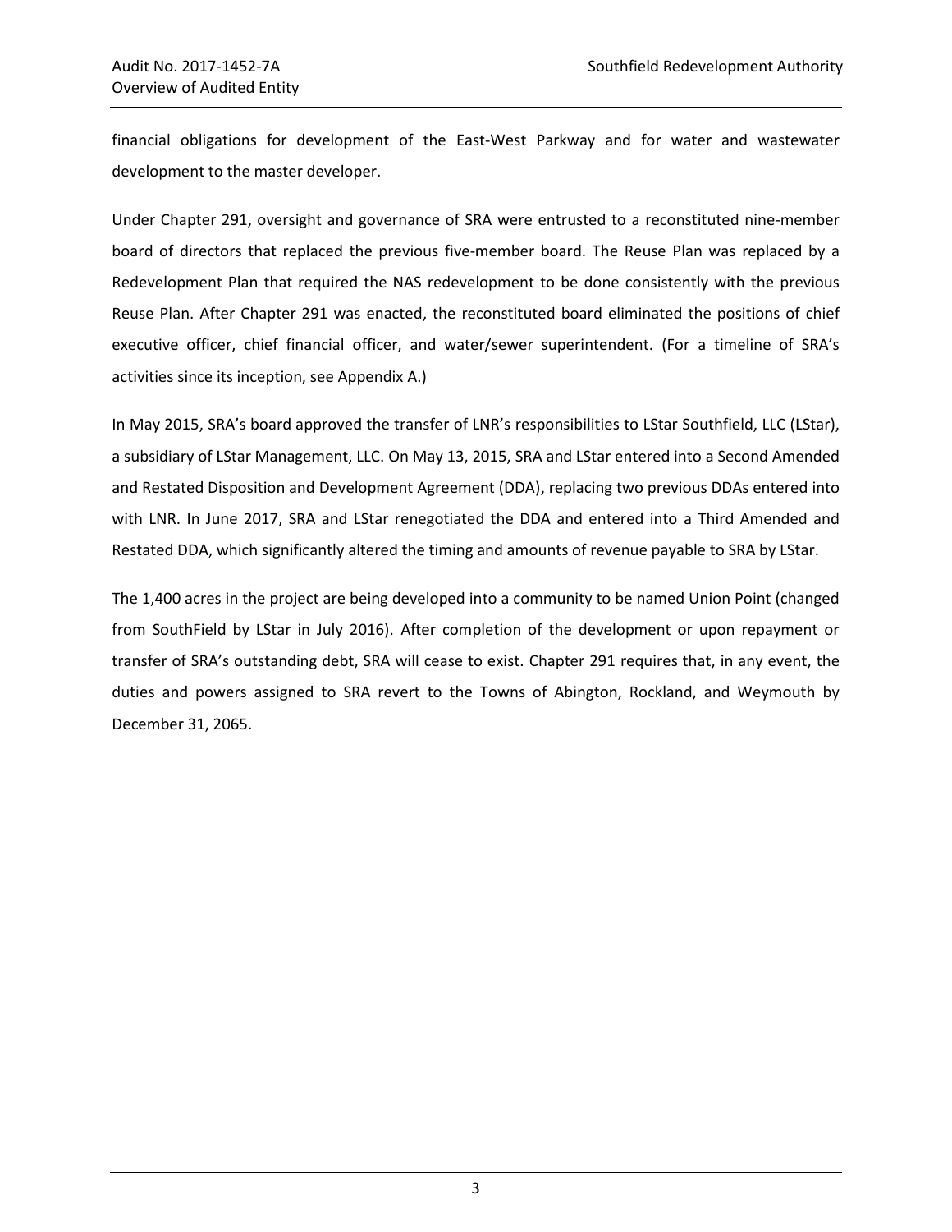financial obligations for development of the East-West Parkway and for water and wastewater development to the master developer.

Under Chapter 291, oversight and governance of SRA were entrusted to a reconstituted nine-member board of directors that replaced the previous five-member board. The Reuse Plan was replaced by a Redevelopment Plan that required the NAS redevelopment to be done consistently with the previous Reuse Plan. After Chapter 291 was enacted, the reconstituted board eliminated the positions of chief executive officer, chief financial officer, and water/sewer superintendent. (For a timeline of SRA's activities since its inception, see Appendix A.)

In May 2015, SRA's board approved the transfer of LNR's responsibilities to LStar Southfield, LLC (LStar), a subsidiary of LStar Management, LLC. On May 13, 2015, SRA and LStar entered into a Second Amended and Restated Disposition and Development Agreement (DDA), replacing two previous DDAs entered into with LNR. In June 2017, SRA and LStar renegotiated the DDA and entered into a Third Amended and Restated DDA, which significantly altered the timing and amounts of revenue payable to SRA by LStar.

The 1,400 acres in the project are being developed into a community to be named Union Point (changed from SouthField by LStar in July 2016). After completion of the development or upon repayment or transfer of SRA's outstanding debt, SRA will cease to exist. Chapter 291 requires that, in any event, the duties and powers assigned to SRA revert to the Towns of Abington, Rockland, and Weymouth by December 31, 2065.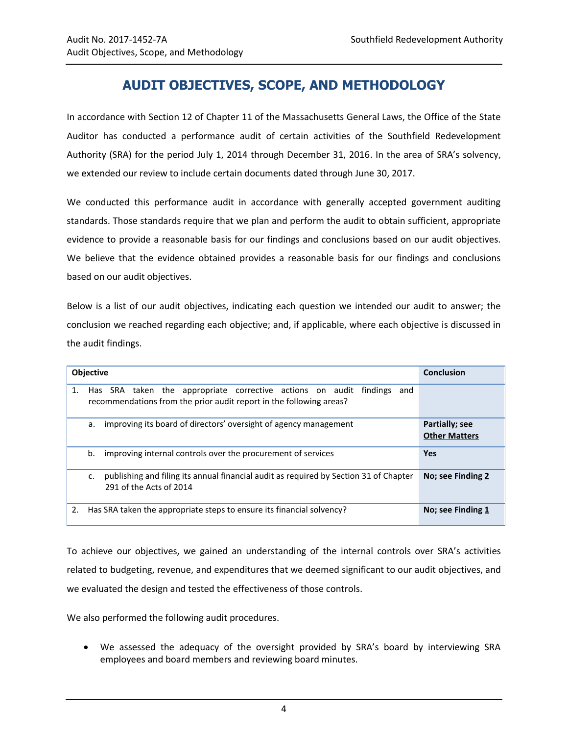# AUDIT OBJECTIVES, SCOPE, AND METHODOLOGY

In accordance with Section 12 of Chapter 11 of the Massachusetts General Laws, the Office of the State Auditor has conducted a performance audit of certain activities of the Southfield Redevelopment Authority (SRA) for the period July 1, 2014 through December 31, 2016. In the area of SRA's solvency, we extended our review to include certain documents dated through June 30, 2017.

We conducted this performance audit in accordance with generally accepted government auditing standards. Those standards require that we plan and perform the audit to obtain sufficient, appropriate evidence to provide a reasonable basis for our findings and conclusions based on our audit objectives. We believe that the evidence obtained provides a reasonable basis for our findings and conclusions based on our audit objectives.

Below is a list of our audit objectives, indicating each question we intended our audit to answer; the conclusion we reached regarding each objective; and, if applicable, where each objective is discussed in the audit findings.

| Objective | Conclusion |
|---|---|
| 1. Has SRA taken the appropriate corrective actions on audit findings and recommendations from the prior audit report in the following areas? | |
| a. improving its board of directors' oversight of agency management | **Partially; see Other Matters** |
| b. improving internal controls over the procurement of services | **Yes** |
| c. publishing and filing its annual financial audit as required by Section 31 of Chapter 291 of the Acts of 2014 | **No; see Finding 2** |
| 2. Has SRA taken the appropriate steps to ensure its financial solvency? | **No; see Finding 1** |

To achieve our objectives, we gained an understanding of the internal controls over SRA's activities related to budgeting, revenue, and expenditures that we deemed significant to our audit objectives, and we evaluated the design and tested the effectiveness of those controls.

We also performed the following audit procedures.

- We assessed the adequacy of the oversight provided by SRA's board by interviewing SRA employees and board members and reviewing board minutes.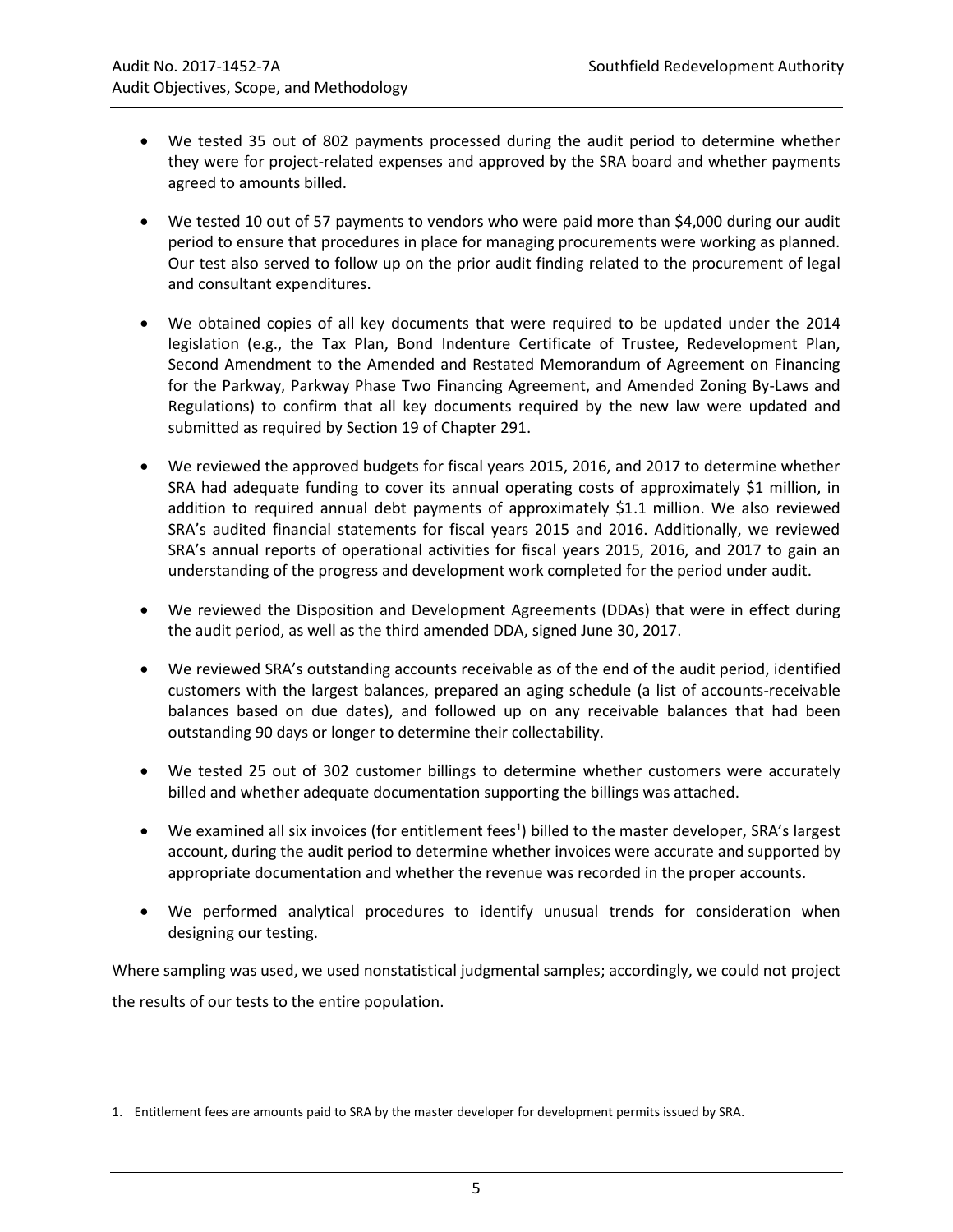- We tested 35 out of 802 payments processed during the audit period to determine whether they were for project-related expenses and approved by the SRA board and whether payments agreed to amounts billed.
- We tested 10 out of 57 payments to vendors who were paid more than $4,000 during our audit period to ensure that procedures in place for managing procurements were working as planned. Our test also served to follow up on the prior audit finding related to the procurement of legal and consultant expenditures.
- We obtained copies of all key documents that were required to be updated under the 2014 legislation (e.g., the Tax Plan, Bond Indenture Certificate of Trustee, Redevelopment Plan, Second Amendment to the Amended and Restated Memorandum of Agreement on Financing for the Parkway, Parkway Phase Two Financing Agreement, and Amended Zoning By-Laws and Regulations) to confirm that all key documents required by the new law were updated and submitted as required by Section 19 of Chapter 291.
- We reviewed the approved budgets for fiscal years 2015, 2016, and 2017 to determine whether SRA had adequate funding to cover its annual operating costs of approximately $1 million, in addition to required annual debt payments of approximately $1.1 million. We also reviewed SRA's audited financial statements for fiscal years 2015 and 2016. Additionally, we reviewed SRA's annual reports of operational activities for fiscal years 2015, 2016, and 2017 to gain an understanding of the progress and development work completed for the period under audit.
- We reviewed the Disposition and Development Agreements (DDAs) that were in effect during the audit period, as well as the third amended DDA, signed June 30, 2017.
- We reviewed SRA's outstanding accounts receivable as of the end of the audit period, identified customers with the largest balances, prepared an aging schedule (a list of accounts-receivable balances based on due dates), and followed up on any receivable balances that had been outstanding 90 days or longer to determine their collectability.
- We tested 25 out of 302 customer billings to determine whether customers were accurately billed and whether adequate documentation supporting the billings was attached.
- We examined all six invoices (for entitlement fees[1]) billed to the master developer, SRA's largest account, during the audit period to determine whether invoices were accurate and supported by appropriate documentation and whether the revenue was recorded in the proper accounts.
- We performed analytical procedures to identify unusual trends for consideration when designing our testing.

Where sampling was used, we used nonstatistical judgmental samples; accordingly, we could not project the results of our tests to the entire population.

1. Entitlement fees are amounts paid to SRA by the master developer for development permits issued by SRA.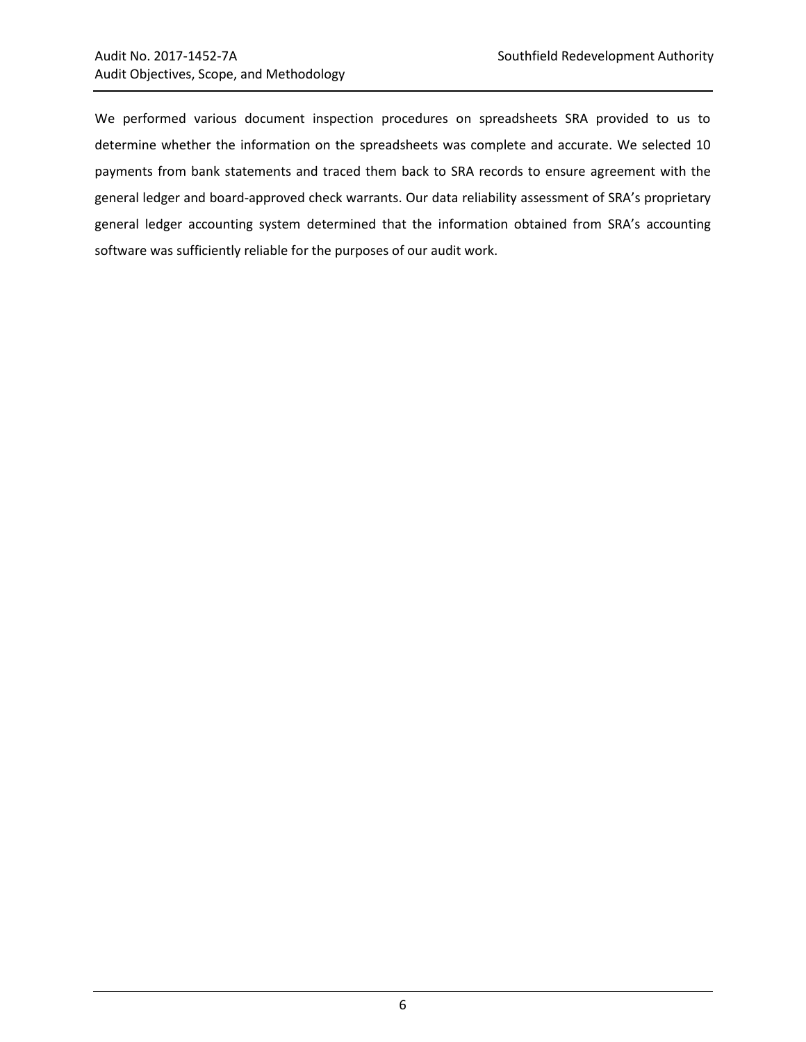We performed various document inspection procedures on spreadsheets SRA provided to us to determine whether the information on the spreadsheets was complete and accurate. We selected 10 payments from bank statements and traced them back to SRA records to ensure agreement with the general ledger and board-approved check warrants. Our data reliability assessment of SRA's proprietary general ledger accounting system determined that the information obtained from SRA's accounting software was sufficiently reliable for the purposes of our audit work.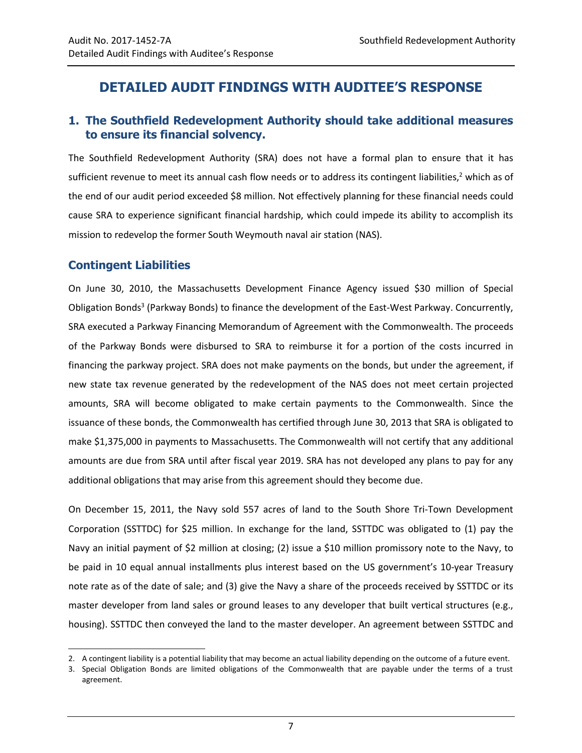# DETAILED AUDIT FINDINGS WITH AUDITEE'S RESPONSE

## 1. The Southfield Redevelopment Authority should take additional measures to ensure its financial solvency.

The Southfield Redevelopment Authority (SRA) does not have a formal plan to ensure that it has sufficient revenue to meet its annual cash flow needs or to address its contingent liabilities,[2] which as of the end of our audit period exceeded $8 million. Not effectively planning for these financial needs could cause SRA to experience significant financial hardship, which could impede its ability to accomplish its mission to redevelop the former South Weymouth naval air station (NAS).

### Contingent Liabilities

On June 30, 2010, the Massachusetts Development Finance Agency issued $30 million of Special Obligation Bonds[3] (Parkway Bonds) to finance the development of the East-West Parkway. Concurrently, SRA executed a Parkway Financing Memorandum of Agreement with the Commonwealth. The proceeds of the Parkway Bonds were disbursed to SRA to reimburse it for a portion of the costs incurred in financing the parkway project. SRA does not make payments on the bonds, but under the agreement, if new state tax revenue generated by the redevelopment of the NAS does not meet certain projected amounts, SRA will become obligated to make certain payments to the Commonwealth. Since the issuance of these bonds, the Commonwealth has certified through June 30, 2013 that SRA is obligated to make $1,375,000 in payments to Massachusetts. The Commonwealth will not certify that any additional amounts are due from SRA until after fiscal year 2019. SRA has not developed any plans to pay for any additional obligations that may arise from this agreement should they become due.

On December 15, 2011, the Navy sold 557 acres of land to the South Shore Tri-Town Development Corporation (SSTTDC) for $25 million. In exchange for the land, SSTTDC was obligated to (1) pay the Navy an initial payment of $2 million at closing; (2) issue a $10 million promissory note to the Navy, to be paid in 10 equal annual installments plus interest based on the US government's 10-year Treasury note rate as of the date of sale; and (3) give the Navy a share of the proceeds received by SSTTDC or its master developer from land sales or ground leases to any developer that built vertical structures (e.g., housing). SSTTDC then conveyed the land to the master developer. An agreement between SSTTDC and

2. A contingent liability is a potential liability that may become an actual liability depending on the outcome of a future event.
3. Special Obligation Bonds are limited obligations of the Commonwealth that are payable under the terms of a trust agreement.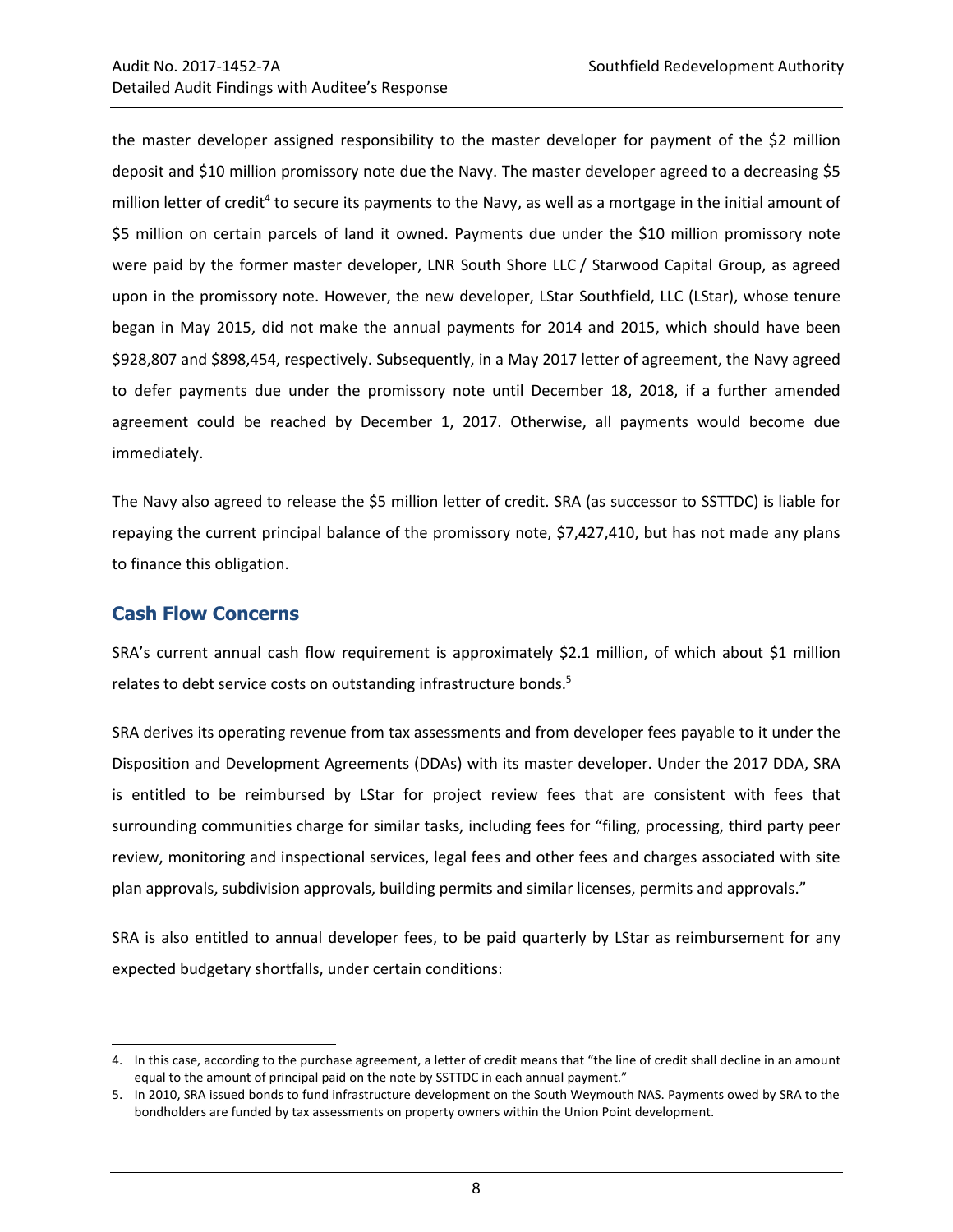the master developer assigned responsibility to the master developer for payment of the $2 million deposit and $10 million promissory note due the Navy. The master developer agreed to a decreasing $5 million letter of credit[4] to secure its payments to the Navy, as well as a mortgage in the initial amount of $5 million on certain parcels of land it owned. Payments due under the $10 million promissory note were paid by the former master developer, LNR South Shore LLC / Starwood Capital Group, as agreed upon in the promissory note. However, the new developer, LStar Southfield, LLC (LStar), whose tenure began in May 2015, did not make the annual payments for 2014 and 2015, which should have been $928,807 and $898,454, respectively. Subsequently, in a May 2017 letter of agreement, the Navy agreed to defer payments due under the promissory note until December 18, 2018, if a further amended agreement could be reached by December 1, 2017. Otherwise, all payments would become due immediately.

The Navy also agreed to release the $5 million letter of credit. SRA (as successor to SSTTDC) is liable for repaying the current principal balance of the promissory note, $7,427,410, but has not made any plans to finance this obligation.

## Cash Flow Concerns

SRA's current annual cash flow requirement is approximately $2.1 million, of which about $1 million relates to debt service costs on outstanding infrastructure bonds.[5]

SRA derives its operating revenue from tax assessments and from developer fees payable to it under the Disposition and Development Agreements (DDAs) with its master developer. Under the 2017 DDA, SRA is entitled to be reimbursed by LStar for project review fees that are consistent with fees that surrounding communities charge for similar tasks, including fees for "filing, processing, third party peer review, monitoring and inspectional services, legal fees and other fees and charges associated with site plan approvals, subdivision approvals, building permits and similar licenses, permits and approvals."

SRA is also entitled to annual developer fees, to be paid quarterly by LStar as reimbursement for any expected budgetary shortfalls, under certain conditions:

---

4. In this case, according to the purchase agreement, a letter of credit means that "the line of credit shall decline in an amount equal to the amount of principal paid on the note by SSTTDC in each annual payment."
5. In 2010, SRA issued bonds to fund infrastructure development on the South Weymouth NAS. Payments owed by SRA to the bondholders are funded by tax assessments on property owners within the Union Point development.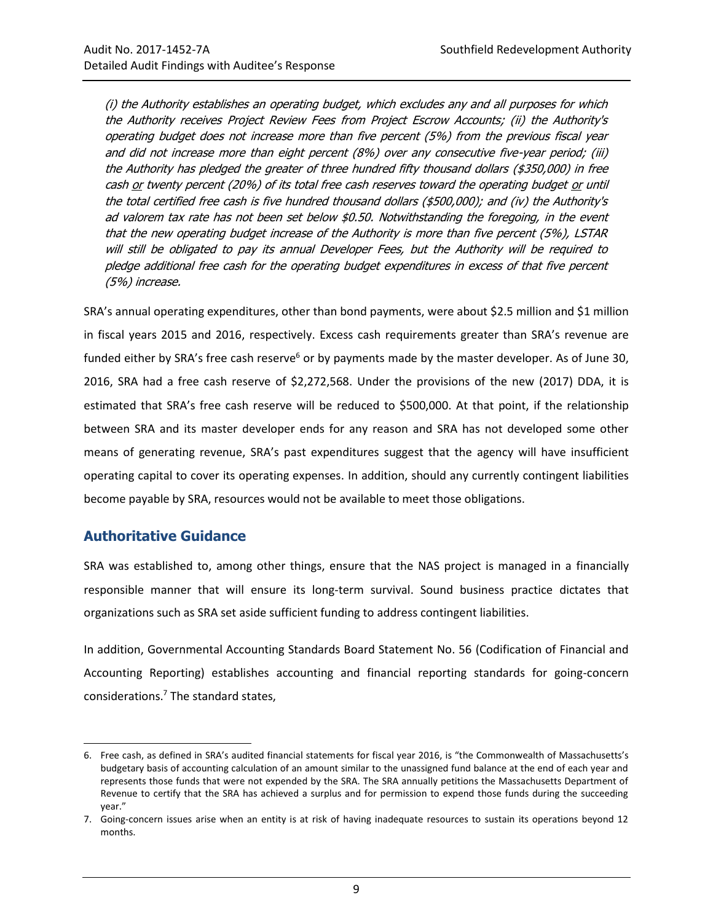*(i) the Authority establishes an operating budget, which excludes any and all purposes for which the Authority receives Project Review Fees from Project Escrow Accounts; (ii) the Authority's operating budget does not increase more than five percent (5%) from the previous fiscal year and did not increase more than eight percent (8%) over any consecutive five-year period; (iii) the Authority has pledged the greater of three hundred fifty thousand dollars ($350,000) in free cash <u>or</u> twenty percent (20%) of its total free cash reserves toward the operating budget <u>or</u> until the total certified free cash is five hundred thousand dollars ($500,000); and (iv) the Authority's ad valorem tax rate has not been set below $0.50. Notwithstanding the foregoing, in the event that the new operating budget increase of the Authority is more than five percent (5%), LSTAR will still be obligated to pay its annual Developer Fees, but the Authority will be required to pledge additional free cash for the operating budget expenditures in excess of that five percent (5%) increase.*

SRA's annual operating expenditures, other than bond payments, were about $2.5 million and $1 million in fiscal years 2015 and 2016, respectively. Excess cash requirements greater than SRA's revenue are funded either by SRA's free cash reserve[6] or by payments made by the master developer. As of June 30, 2016, SRA had a free cash reserve of $2,272,568. Under the provisions of the new (2017) DDA, it is estimated that SRA's free cash reserve will be reduced to $500,000. At that point, if the relationship between SRA and its master developer ends for any reason and SRA has not developed some other means of generating revenue, SRA's past expenditures suggest that the agency will have insufficient operating capital to cover its operating expenses. In addition, should any currently contingent liabilities become payable by SRA, resources would not be available to meet those obligations.

## Authoritative Guidance

SRA was established to, among other things, ensure that the NAS project is managed in a financially responsible manner that will ensure its long-term survival. Sound business practice dictates that organizations such as SRA set aside sufficient funding to address contingent liabilities.

In addition, Governmental Accounting Standards Board Statement No. 56 (Codification of Financial and Accounting Reporting) establishes accounting and financial reporting standards for going-concern considerations.[7] The standard states,

---

6. Free cash, as defined in SRA's audited financial statements for fiscal year 2016, is "the Commonwealth of Massachusetts's budgetary basis of accounting calculation of an amount similar to the unassigned fund balance at the end of each year and represents those funds that were not expended by the SRA. The SRA annually petitions the Massachusetts Department of Revenue to certify that the SRA has achieved a surplus and for permission to expend those funds during the succeeding year."
7. Going-concern issues arise when an entity is at risk of having inadequate resources to sustain its operations beyond 12 months.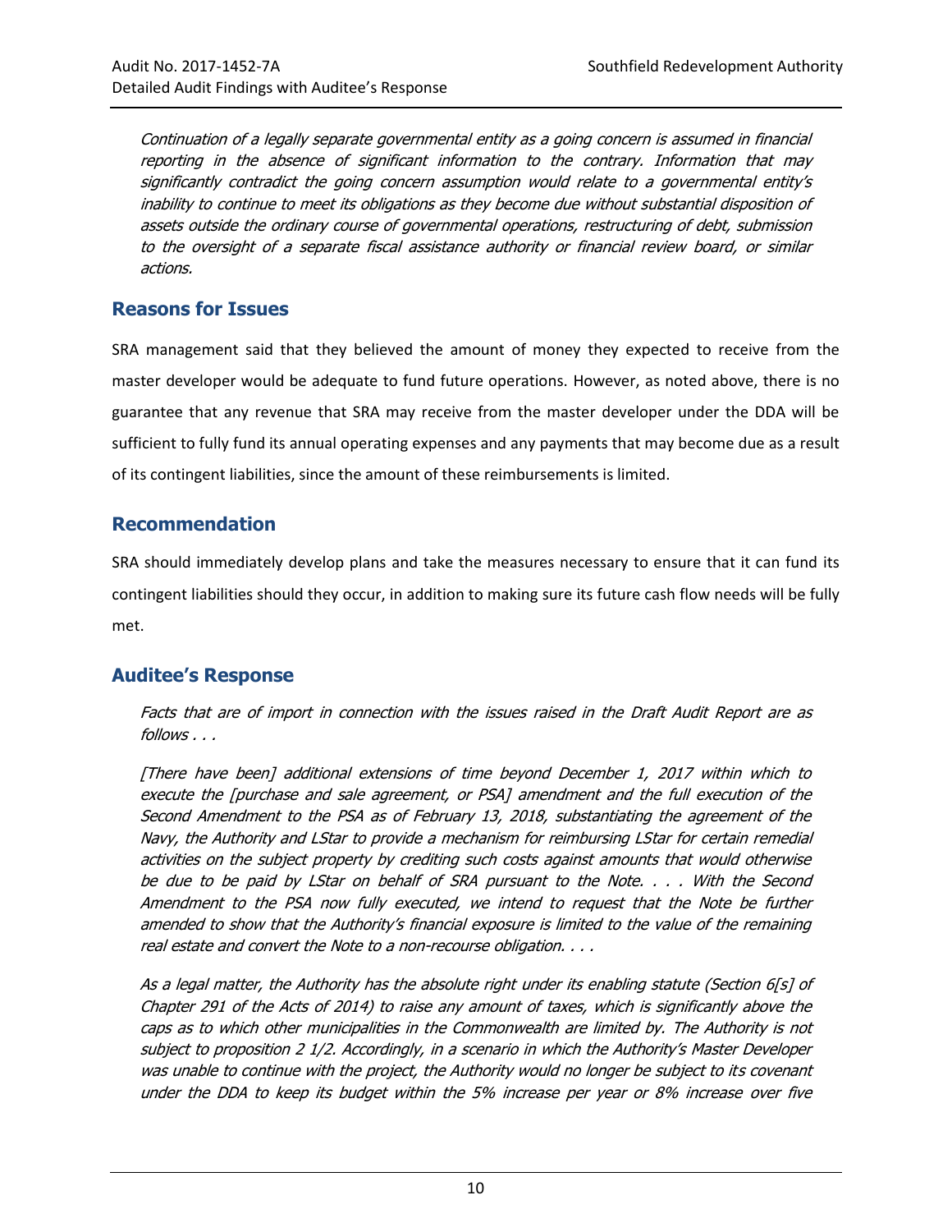*Continuation of a legally separate governmental entity as a going concern is assumed in financial reporting in the absence of significant information to the contrary. Information that may significantly contradict the going concern assumption would relate to a governmental entity's inability to continue to meet its obligations as they become due without substantial disposition of assets outside the ordinary course of governmental operations, restructuring of debt, submission to the oversight of a separate fiscal assistance authority or financial review board, or similar actions.*

## Reasons for Issues

SRA management said that they believed the amount of money they expected to receive from the master developer would be adequate to fund future operations. However, as noted above, there is no guarantee that any revenue that SRA may receive from the master developer under the DDA will be sufficient to fully fund its annual operating expenses and any payments that may become due as a result of its contingent liabilities, since the amount of these reimbursements is limited.

## Recommendation

SRA should immediately develop plans and take the measures necessary to ensure that it can fund its contingent liabilities should they occur, in addition to making sure its future cash flow needs will be fully met.

## Auditee's Response

*Facts that are of import in connection with the issues raised in the Draft Audit Report are as follows . . .*

*[There have been] additional extensions of time beyond December 1, 2017 within which to execute the [purchase and sale agreement, or PSA] amendment and the full execution of the Second Amendment to the PSA as of February 13, 2018, substantiating the agreement of the Navy, the Authority and LStar to provide a mechanism for reimbursing LStar for certain remedial activities on the subject property by crediting such costs against amounts that would otherwise be due to be paid by LStar on behalf of SRA pursuant to the Note. . . . With the Second Amendment to the PSA now fully executed, we intend to request that the Note be further amended to show that the Authority's financial exposure is limited to the value of the remaining real estate and convert the Note to a non-recourse obligation. . . .*

*As a legal matter, the Authority has the absolute right under its enabling statute (Section 6[s] of Chapter 291 of the Acts of 2014) to raise any amount of taxes, which is significantly above the caps as to which other municipalities in the Commonwealth are limited by. The Authority is not subject to proposition 2 1/2. Accordingly, in a scenario in which the Authority's Master Developer was unable to continue with the project, the Authority would no longer be subject to its covenant under the DDA to keep its budget within the 5% increase per year or 8% increase over five*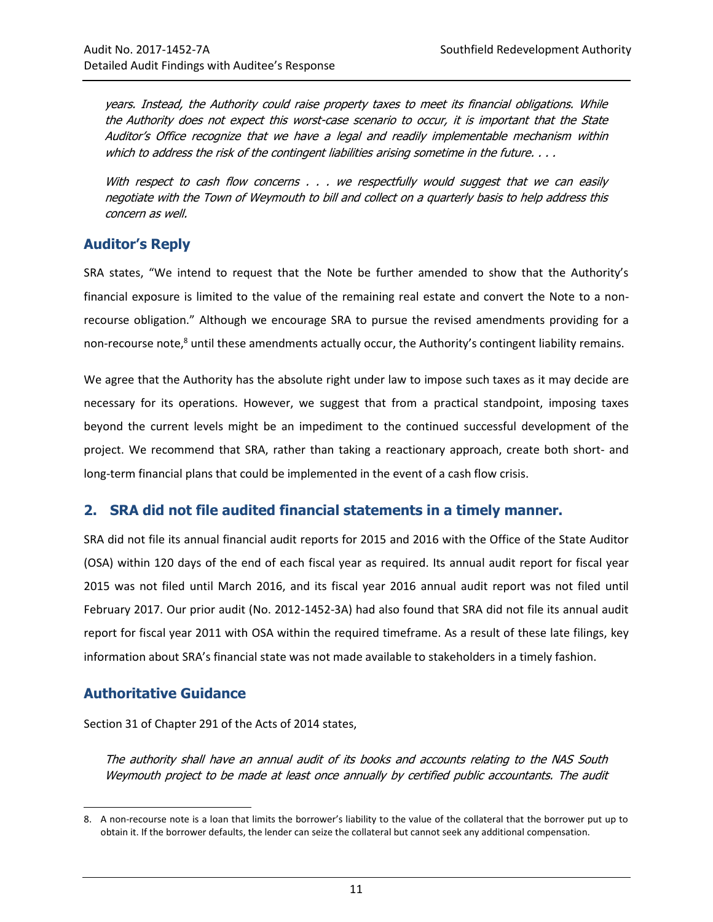*years. Instead, the Authority could raise property taxes to meet its financial obligations. While the Authority does not expect this worst-case scenario to occur, it is important that the State Auditor's Office recognize that we have a legal and readily implementable mechanism within which to address the risk of the contingent liabilities arising sometime in the future. . . .*

*With respect to cash flow concerns . . . we respectfully would suggest that we can easily negotiate with the Town of Weymouth to bill and collect on a quarterly basis to help address this concern as well.*

## Auditor's Reply

SRA states, "We intend to request that the Note be further amended to show that the Authority's financial exposure is limited to the value of the remaining real estate and convert the Note to a non-recourse obligation." Although we encourage SRA to pursue the revised amendments providing for a non-recourse note,[8] until these amendments actually occur, the Authority's contingent liability remains.

We agree that the Authority has the absolute right under law to impose such taxes as it may decide are necessary for its operations. However, we suggest that from a practical standpoint, imposing taxes beyond the current levels might be an impediment to the continued successful development of the project. We recommend that SRA, rather than taking a reactionary approach, create both short- and long-term financial plans that could be implemented in the event of a cash flow crisis.

## 2. SRA did not file audited financial statements in a timely manner.

SRA did not file its annual financial audit reports for 2015 and 2016 with the Office of the State Auditor (OSA) within 120 days of the end of each fiscal year as required. Its annual audit report for fiscal year 2015 was not filed until March 2016, and its fiscal year 2016 annual audit report was not filed until February 2017. Our prior audit (No. 2012-1452-3A) had also found that SRA did not file its annual audit report for fiscal year 2011 with OSA within the required timeframe. As a result of these late filings, key information about SRA's financial state was not made available to stakeholders in a timely fashion.

## Authoritative Guidance

Section 31 of Chapter 291 of the Acts of 2014 states,

*The authority shall have an annual audit of its books and accounts relating to the NAS South Weymouth project to be made at least once annually by certified public accountants. The audit*

8. A non-recourse note is a loan that limits the borrower's liability to the value of the collateral that the borrower put up to obtain it. If the borrower defaults, the lender can seize the collateral but cannot seek any additional compensation.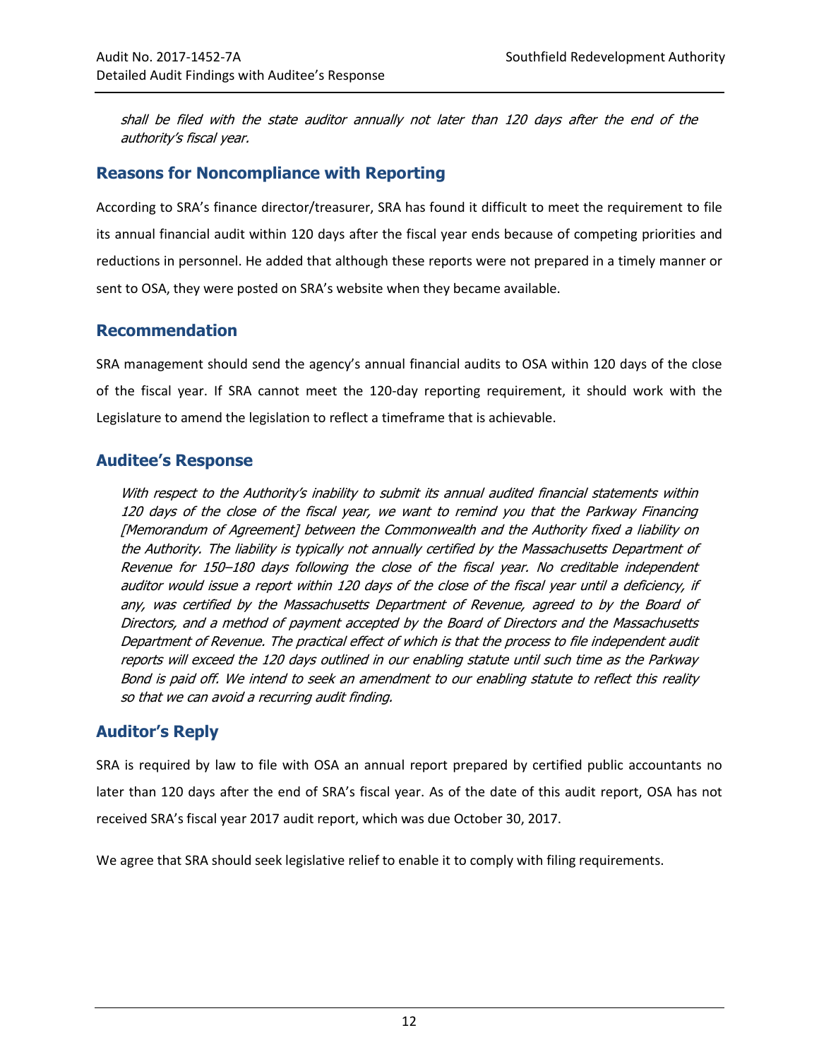*shall be filed with the state auditor annually not later than 120 days after the end of the authority's fiscal year.*

## Reasons for Noncompliance with Reporting

According to SRA's finance director/treasurer, SRA has found it difficult to meet the requirement to file its annual financial audit within 120 days after the fiscal year ends because of competing priorities and reductions in personnel. He added that although these reports were not prepared in a timely manner or sent to OSA, they were posted on SRA's website when they became available.

## Recommendation

SRA management should send the agency's annual financial audits to OSA within 120 days of the close of the fiscal year. If SRA cannot meet the 120-day reporting requirement, it should work with the Legislature to amend the legislation to reflect a timeframe that is achievable.

## Auditee's Response

*With respect to the Authority's inability to submit its annual audited financial statements within 120 days of the close of the fiscal year, we want to remind you that the Parkway Financing [Memorandum of Agreement] between the Commonwealth and the Authority fixed a liability on the Authority. The liability is typically not annually certified by the Massachusetts Department of Revenue for 150–180 days following the close of the fiscal year. No creditable independent auditor would issue a report within 120 days of the close of the fiscal year until a deficiency, if any, was certified by the Massachusetts Department of Revenue, agreed to by the Board of Directors, and a method of payment accepted by the Board of Directors and the Massachusetts Department of Revenue. The practical effect of which is that the process to file independent audit reports will exceed the 120 days outlined in our enabling statute until such time as the Parkway Bond is paid off. We intend to seek an amendment to our enabling statute to reflect this reality so that we can avoid a recurring audit finding.*

## Auditor's Reply

SRA is required by law to file with OSA an annual report prepared by certified public accountants no later than 120 days after the end of SRA's fiscal year. As of the date of this audit report, OSA has not received SRA's fiscal year 2017 audit report, which was due October 30, 2017.

We agree that SRA should seek legislative relief to enable it to comply with filing requirements.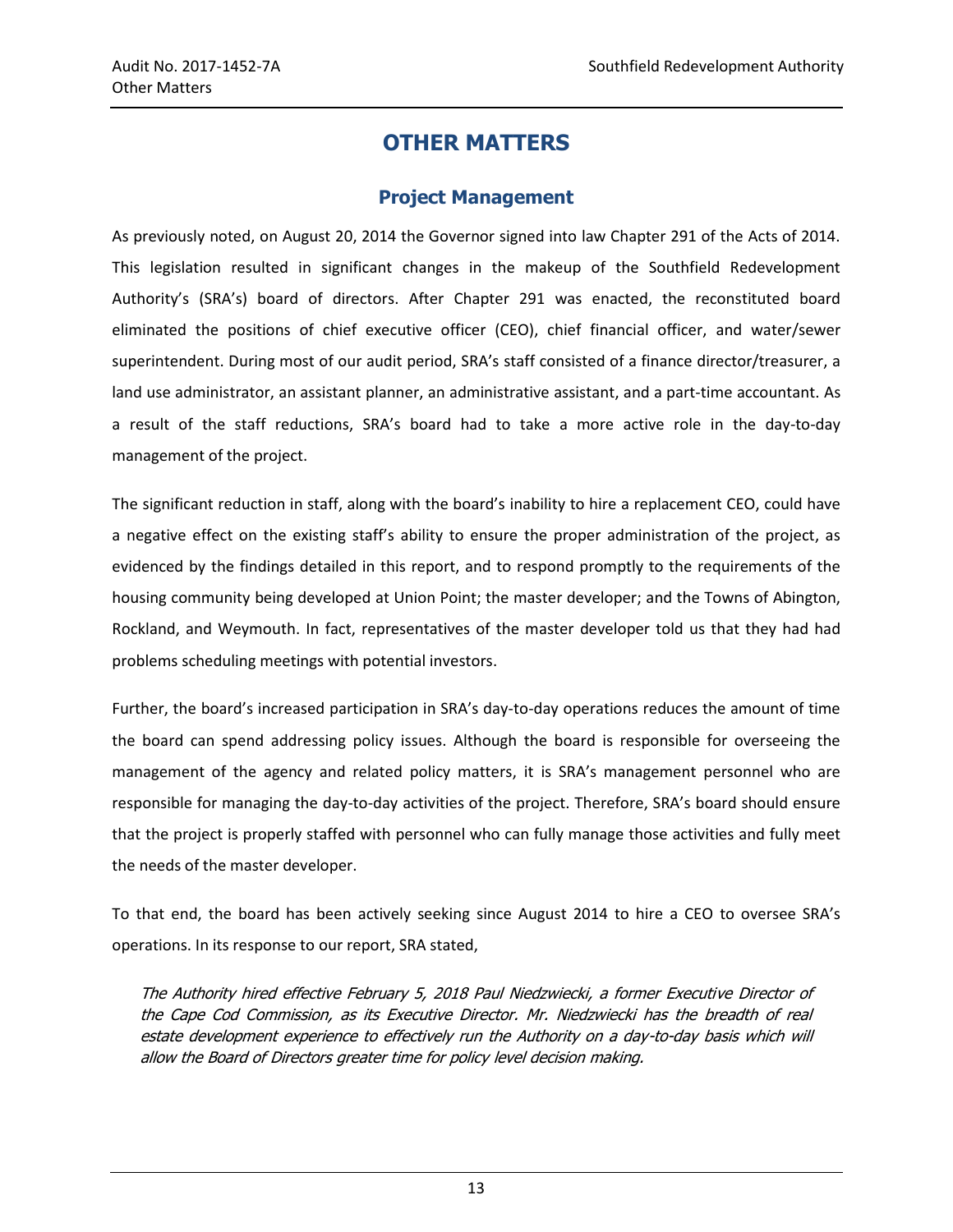# OTHER MATTERS

## Project Management

As previously noted, on August 20, 2014 the Governor signed into law Chapter 291 of the Acts of 2014. This legislation resulted in significant changes in the makeup of the Southfield Redevelopment Authority's (SRA's) board of directors. After Chapter 291 was enacted, the reconstituted board eliminated the positions of chief executive officer (CEO), chief financial officer, and water/sewer superintendent. During most of our audit period, SRA's staff consisted of a finance director/treasurer, a land use administrator, an assistant planner, an administrative assistant, and a part-time accountant. As a result of the staff reductions, SRA's board had to take a more active role in the day-to-day management of the project.

The significant reduction in staff, along with the board's inability to hire a replacement CEO, could have a negative effect on the existing staff's ability to ensure the proper administration of the project, as evidenced by the findings detailed in this report, and to respond promptly to the requirements of the housing community being developed at Union Point; the master developer; and the Towns of Abington, Rockland, and Weymouth. In fact, representatives of the master developer told us that they had had problems scheduling meetings with potential investors.

Further, the board's increased participation in SRA's day-to-day operations reduces the amount of time the board can spend addressing policy issues. Although the board is responsible for overseeing the management of the agency and related policy matters, it is SRA's management personnel who are responsible for managing the day-to-day activities of the project. Therefore, SRA's board should ensure that the project is properly staffed with personnel who can fully manage those activities and fully meet the needs of the master developer.

To that end, the board has been actively seeking since August 2014 to hire a CEO to oversee SRA's operations. In its response to our report, SRA stated,

> *The Authority hired effective February 5, 2018 Paul Niedzwiecki, a former Executive Director of the Cape Cod Commission, as its Executive Director. Mr. Niedzwiecki has the breadth of real estate development experience to effectively run the Authority on a day-to-day basis which will allow the Board of Directors greater time for policy level decision making.*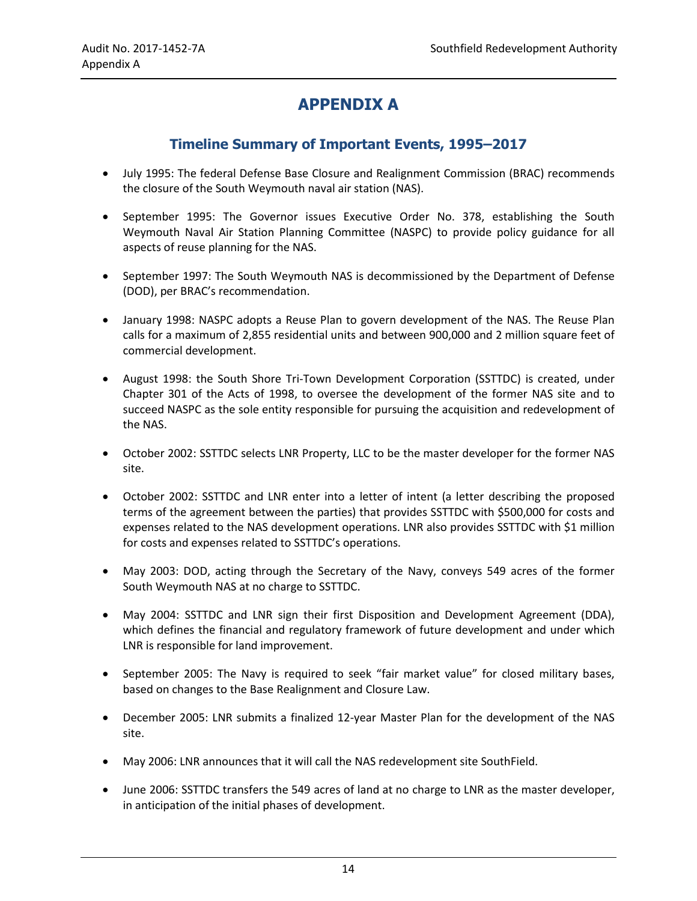# APPENDIX A

## Timeline Summary of Important Events, 1995–2017

- July 1995: The federal Defense Base Closure and Realignment Commission (BRAC) recommends the closure of the South Weymouth naval air station (NAS).
- September 1995: The Governor issues Executive Order No. 378, establishing the South Weymouth Naval Air Station Planning Committee (NASPC) to provide policy guidance for all aspects of reuse planning for the NAS.
- September 1997: The South Weymouth NAS is decommissioned by the Department of Defense (DOD), per BRAC's recommendation.
- January 1998: NASPC adopts a Reuse Plan to govern development of the NAS. The Reuse Plan calls for a maximum of 2,855 residential units and between 900,000 and 2 million square feet of commercial development.
- August 1998: the South Shore Tri-Town Development Corporation (SSTTDC) is created, under Chapter 301 of the Acts of 1998, to oversee the development of the former NAS site and to succeed NASPC as the sole entity responsible for pursuing the acquisition and redevelopment of the NAS.
- October 2002: SSTTDC selects LNR Property, LLC to be the master developer for the former NAS site.
- October 2002: SSTTDC and LNR enter into a letter of intent (a letter describing the proposed terms of the agreement between the parties) that provides SSTTDC with $500,000 for costs and expenses related to the NAS development operations. LNR also provides SSTTDC with $1 million for costs and expenses related to SSTTDC's operations.
- May 2003: DOD, acting through the Secretary of the Navy, conveys 549 acres of the former South Weymouth NAS at no charge to SSTTDC.
- May 2004: SSTTDC and LNR sign their first Disposition and Development Agreement (DDA), which defines the financial and regulatory framework of future development and under which LNR is responsible for land improvement.
- September 2005: The Navy is required to seek "fair market value" for closed military bases, based on changes to the Base Realignment and Closure Law.
- December 2005: LNR submits a finalized 12-year Master Plan for the development of the NAS site.
- May 2006: LNR announces that it will call the NAS redevelopment site SouthField.
- June 2006: SSTTDC transfers the 549 acres of land at no charge to LNR as the master developer, in anticipation of the initial phases of development.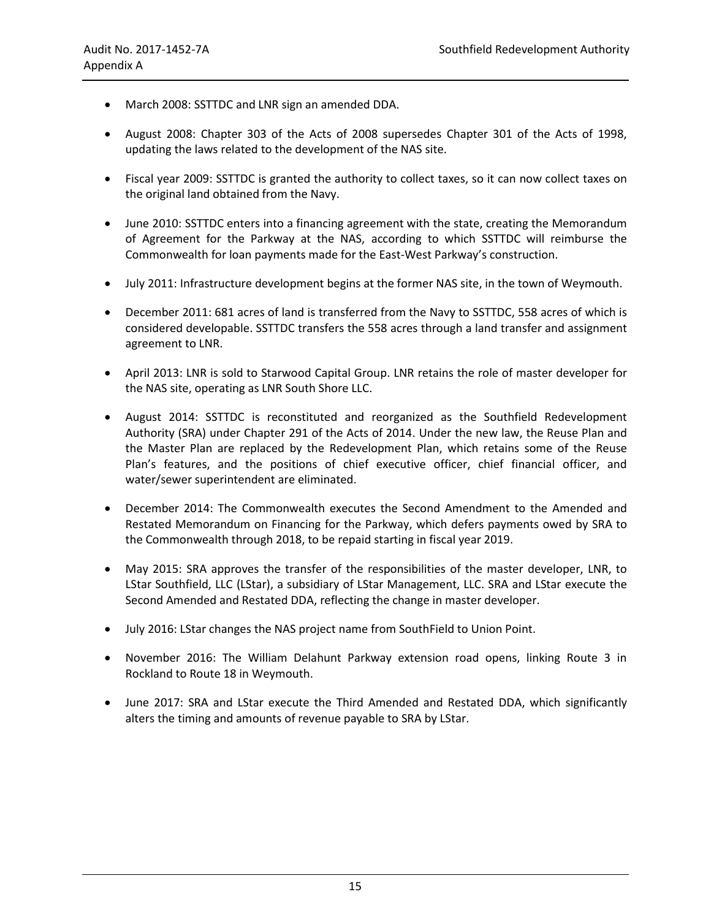- March 2008: SSTTDC and LNR sign an amended DDA.
- August 2008: Chapter 303 of the Acts of 2008 supersedes Chapter 301 of the Acts of 1998, updating the laws related to the development of the NAS site.
- Fiscal year 2009: SSTTDC is granted the authority to collect taxes, so it can now collect taxes on the original land obtained from the Navy.
- June 2010: SSTTDC enters into a financing agreement with the state, creating the Memorandum of Agreement for the Parkway at the NAS, according to which SSTTDC will reimburse the Commonwealth for loan payments made for the East-West Parkway's construction.
- July 2011: Infrastructure development begins at the former NAS site, in the town of Weymouth.
- December 2011: 681 acres of land is transferred from the Navy to SSTTDC, 558 acres of which is considered developable. SSTTDC transfers the 558 acres through a land transfer and assignment agreement to LNR.
- April 2013: LNR is sold to Starwood Capital Group. LNR retains the role of master developer for the NAS site, operating as LNR South Shore LLC.
- August 2014: SSTTDC is reconstituted and reorganized as the Southfield Redevelopment Authority (SRA) under Chapter 291 of the Acts of 2014. Under the new law, the Reuse Plan and the Master Plan are replaced by the Redevelopment Plan, which retains some of the Reuse Plan's features, and the positions of chief executive officer, chief financial officer, and water/sewer superintendent are eliminated.
- December 2014: The Commonwealth executes the Second Amendment to the Amended and Restated Memorandum on Financing for the Parkway, which defers payments owed by SRA to the Commonwealth through 2018, to be repaid starting in fiscal year 2019.
- May 2015: SRA approves the transfer of the responsibilities of the master developer, LNR, to LStar Southfield, LLC (LStar), a subsidiary of LStar Management, LLC. SRA and LStar execute the Second Amended and Restated DDA, reflecting the change in master developer.
- July 2016: LStar changes the NAS project name from SouthField to Union Point.
- November 2016: The William Delahunt Parkway extension road opens, linking Route 3 in Rockland to Route 18 in Weymouth.
- June 2017: SRA and LStar execute the Third Amended and Restated DDA, which significantly alters the timing and amounts of revenue payable to SRA by LStar.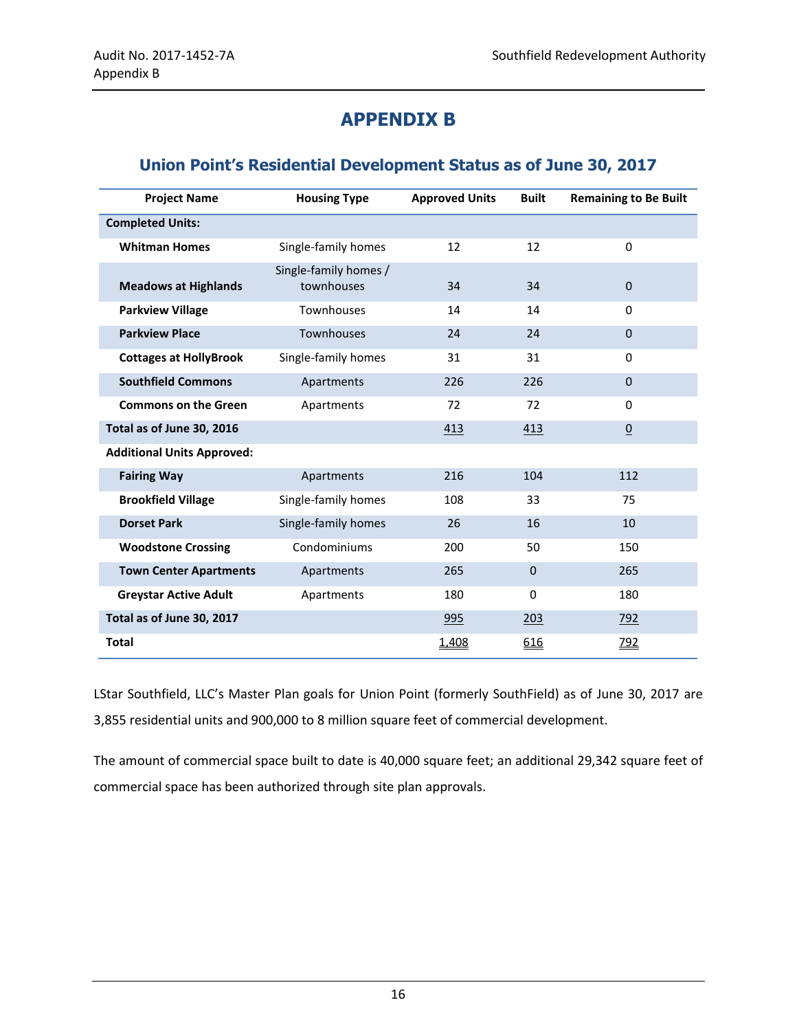# APPENDIX B

## Union Point's Residential Development Status as of June 30, 2017

| Project Name | Housing Type | Approved Units | Built | Remaining to Be Built |
|---|---|---|---|---|
| **Completed Units:** | | | | |
| **Whitman Homes** | Single-family homes | 12 | 12 | 0 |
| **Meadows at Highlands** | Single-family homes / townhouses | 34 | 34 | 0 |
| **Parkview Village** | Townhouses | 14 | 14 | 0 |
| **Parkview Place** | Townhouses | 24 | 24 | 0 |
| **Cottages at HollyBrook** | Single-family homes | 31 | 31 | 0 |
| **Southfield Commons** | Apartments | 226 | 226 | 0 |
| **Commons on the Green** | Apartments | 72 | 72 | 0 |
| **Total as of June 30, 2016** | | 413 | 413 | 0 |
| **Additional Units Approved:** | | | | |
| **Fairing Way** | Apartments | 216 | 104 | 112 |
| **Brookfield Village** | Single-family homes | 108 | 33 | 75 |
| **Dorset Park** | Single-family homes | 26 | 16 | 10 |
| **Woodstone Crossing** | Condominiums | 200 | 50 | 150 |
| **Town Center Apartments** | Apartments | 265 | 0 | 265 |
| **Greystar Active Adult** | Apartments | 180 | 0 | 180 |
| **Total as of June 30, 2017** | | 995 | 203 | 792 |
| **Total** | | 1,408 | 616 | 792 |

LStar Southfield, LLC's Master Plan goals for Union Point (formerly SouthField) as of June 30, 2017 are 3,855 residential units and 900,000 to 8 million square feet of commercial development.

The amount of commercial space built to date is 40,000 square feet; an additional 29,342 square feet of commercial space has been authorized through site plan approvals.